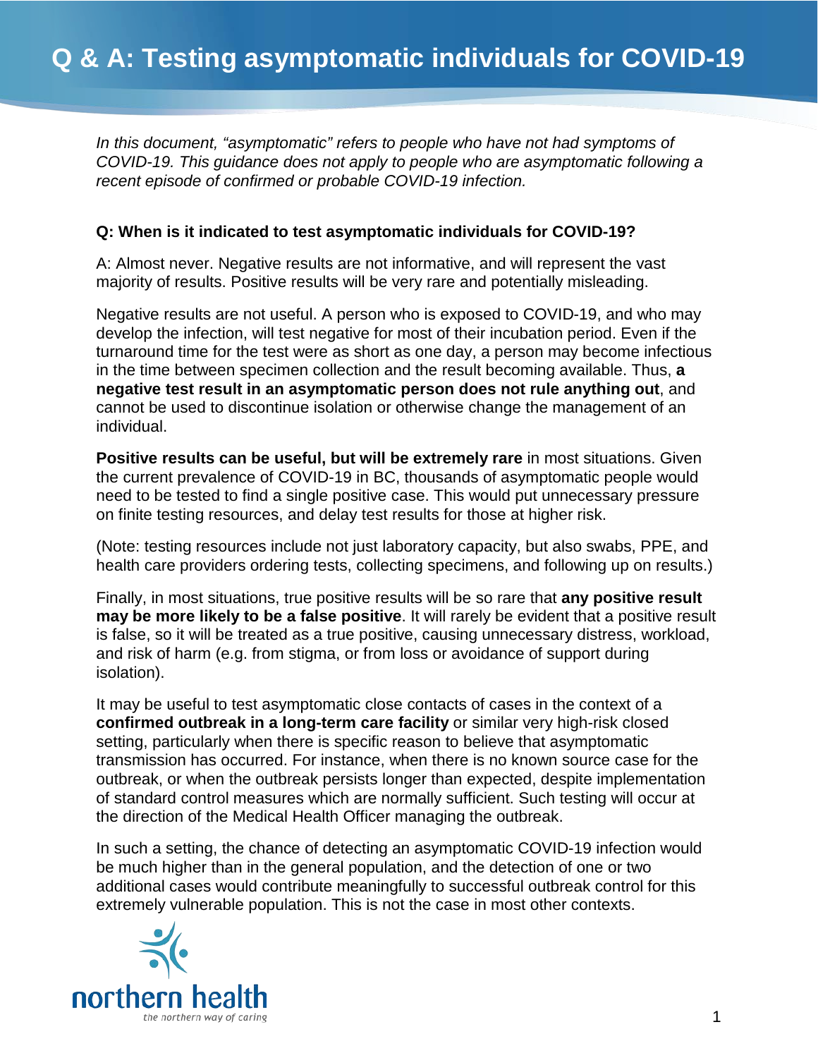# Q & A: Testing asymptomatic individuals for COVID-19

*In this document, "asymptomatic" refers to people who have not had symptoms of COVID-19. This guidance does not apply to people who are asymptomatic following a recent episode of confirmed or probable COVID-19 infection.*

**Q: When is it indicated to test asymptomatic individuals for COVID-19?**

A: Almost never. Negative results are not informative, and will represent the vast majority of results. Positive results will be very rare and potentially misleading.

Negative results are not useful. A person who is exposed to COVID-19, and who may develop the infection, will test negative for most of their incubation period. Even if the turnaround time for the test were as short as one day, a person may become infectious in the time between specimen collection and the result becoming available. Thus, **a negative test result in an asymptomatic person does not rule anything out**, and cannot be used to discontinue isolation or otherwise change the management of an individual.

**Positive results can be useful, but will be extremely rare** in most situations. Given the current prevalence of COVID-19 in BC, thousands of asymptomatic people would need to be tested to find a single positive case. This would put unnecessary pressure on finite testing resources, and delay test results for those at higher risk.

(Note: testing resources include not just laboratory capacity, but also swabs, PPE, and health care providers ordering tests, collecting specimens, and following up on results.)

Finally, in most situations, true positive results will be so rare that **any positive result may be more likely to be a false positive**. It will rarely be evident that a positive result is false, so it will be treated as a true positive, causing unnecessary distress, workload, and risk of harm (e.g. from stigma, or from loss or avoidance of support during isolation).

It may be useful to test asymptomatic close contacts of cases in the context of a **confirmed outbreak in a long-term care facility** or similar very high-risk closed setting, particularly when there is specific reason to believe that asymptomatic transmission has occurred. For instance, when there is no known source case for the outbreak, or when the outbreak persists longer than expected, despite implementation of standard control measures which are normally sufficient. Such testing will occur at the direction of the Medical Health Officer managing the outbreak.

In such a setting, the chance of detecting an asymptomatic COVID-19 infection would be much higher than in the general population, and the detection of one or two additional cases would contribute meaningfully to successful outbreak control for this extremely vulnerable population. This is not the case in most other contexts.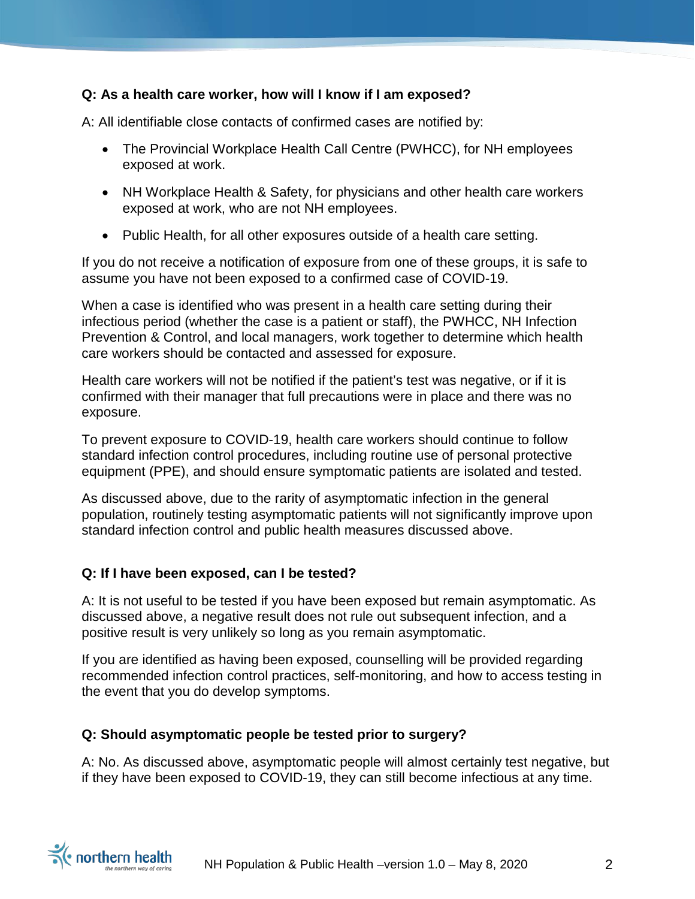**Q: As a health care worker, how will I know if I am exposed?**

A: All identifiable close contacts of confirmed cases are notified by:

- The Provincial Workplace Health Call Centre (PWHCC), for NH employees exposed at work.
- NH Workplace Health & Safety, for physicians and other health care workers exposed at work, who are not NH employees.
- Public Health, for all other exposures outside of a health care setting.

If you do not receive a notification of exposure from one of these groups, it is safe to assume you have not been exposed to a confirmed case of COVID-19.

When a case is identified who was present in a health care setting during their infectious period (whether the case is a patient or staff), the PWHCC, NH Infection Prevention & Control, and local managers, work together to determine which health care workers should be contacted and assessed for exposure.

Health care workers will not be notified if the patient's test was negative, or if it is confirmed with their manager that full precautions were in place and there was no exposure.

To prevent exposure to COVID-19, health care workers should continue to follow standard infection control procedures, including routine use of personal protective equipment (PPE), and should ensure symptomatic patients are isolated and tested.

As discussed above, due to the rarity of asymptomatic infection in the general population, routinely testing asymptomatic patients will not significantly improve upon standard infection control and public health measures discussed above.

**Q: If I have been exposed, can I be tested?**

A: It is not useful to be tested if you have been exposed but remain asymptomatic. As discussed above, a negative result does not rule out subsequent infection, and a positive result is very unlikely so long as you remain asymptomatic.

If you are identified as having been exposed, counselling will be provided regarding recommended infection control practices, self-monitoring, and how to access testing in the event that you do develop symptoms.

**Q: Should asymptomatic people be tested prior to surgery?**

A: No. As discussed above, asymptomatic people will almost certainly test negative, but if they have been exposed to COVID-19, they can still become infectious at any time.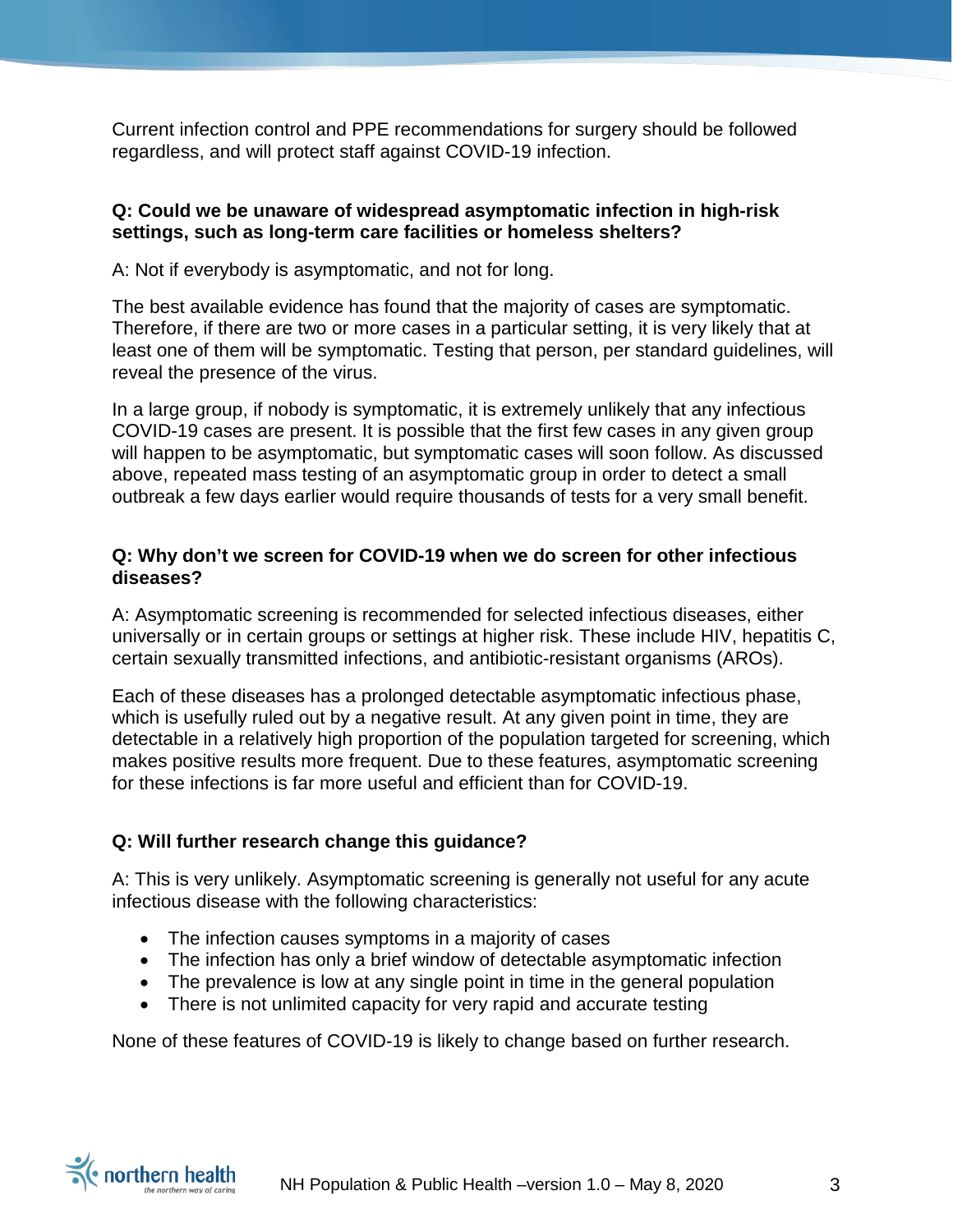Current infection control and PPE recommendations for surgery should be followed regardless, and will protect staff against COVID-19 infection.

**Q: Could we be unaware of widespread asymptomatic infection in high-risk settings, such as long-term care facilities or homeless shelters?**

A: Not if everybody is asymptomatic, and not for long.

The best available evidence has found that the majority of cases are symptomatic. Therefore, if there are two or more cases in a particular setting, it is very likely that at least one of them will be symptomatic. Testing that person, per standard guidelines, will reveal the presence of the virus.

In a large group, if nobody is symptomatic, it is extremely unlikely that any infectious COVID-19 cases are present. It is possible that the first few cases in any given group will happen to be asymptomatic, but symptomatic cases will soon follow. As discussed above, repeated mass testing of an asymptomatic group in order to detect a small outbreak a few days earlier would require thousands of tests for a very small benefit.

**Q: Why don't we screen for COVID-19 when we do screen for other infectious diseases?**

A: Asymptomatic screening is recommended for selected infectious diseases, either universally or in certain groups or settings at higher risk. These include HIV, hepatitis C, certain sexually transmitted infections, and antibiotic-resistant organisms (AROs).

Each of these diseases has a prolonged detectable asymptomatic infectious phase, which is usefully ruled out by a negative result. At any given point in time, they are detectable in a relatively high proportion of the population targeted for screening, which makes positive results more frequent. Due to these features, asymptomatic screening for these infections is far more useful and efficient than for COVID-19.

**Q: Will further research change this guidance?**

A: This is very unlikely. Asymptomatic screening is generally not useful for any acute infectious disease with the following characteristics:

- The infection causes symptoms in a majority of cases
- The infection has only a brief window of detectable asymptomatic infection
- The prevalence is low at any single point in time in the general population
- There is not unlimited capacity for very rapid and accurate testing

None of these features of COVID-19 is likely to change based on further research.